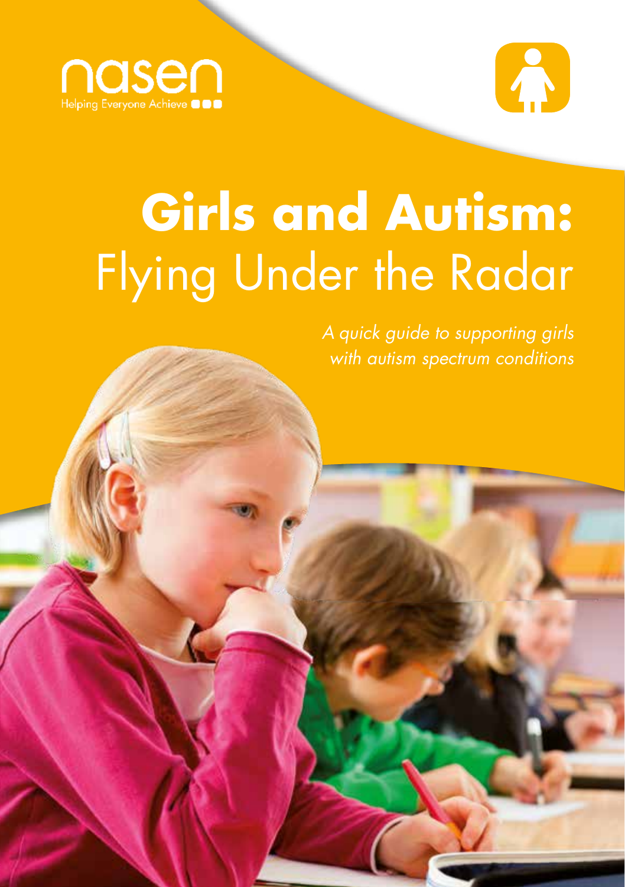nasen

Helping Everyone Achieve

# **Girls and Autism:** Flying Under the Radar

*A quick guide to supporting girls with autism spectrum conditions*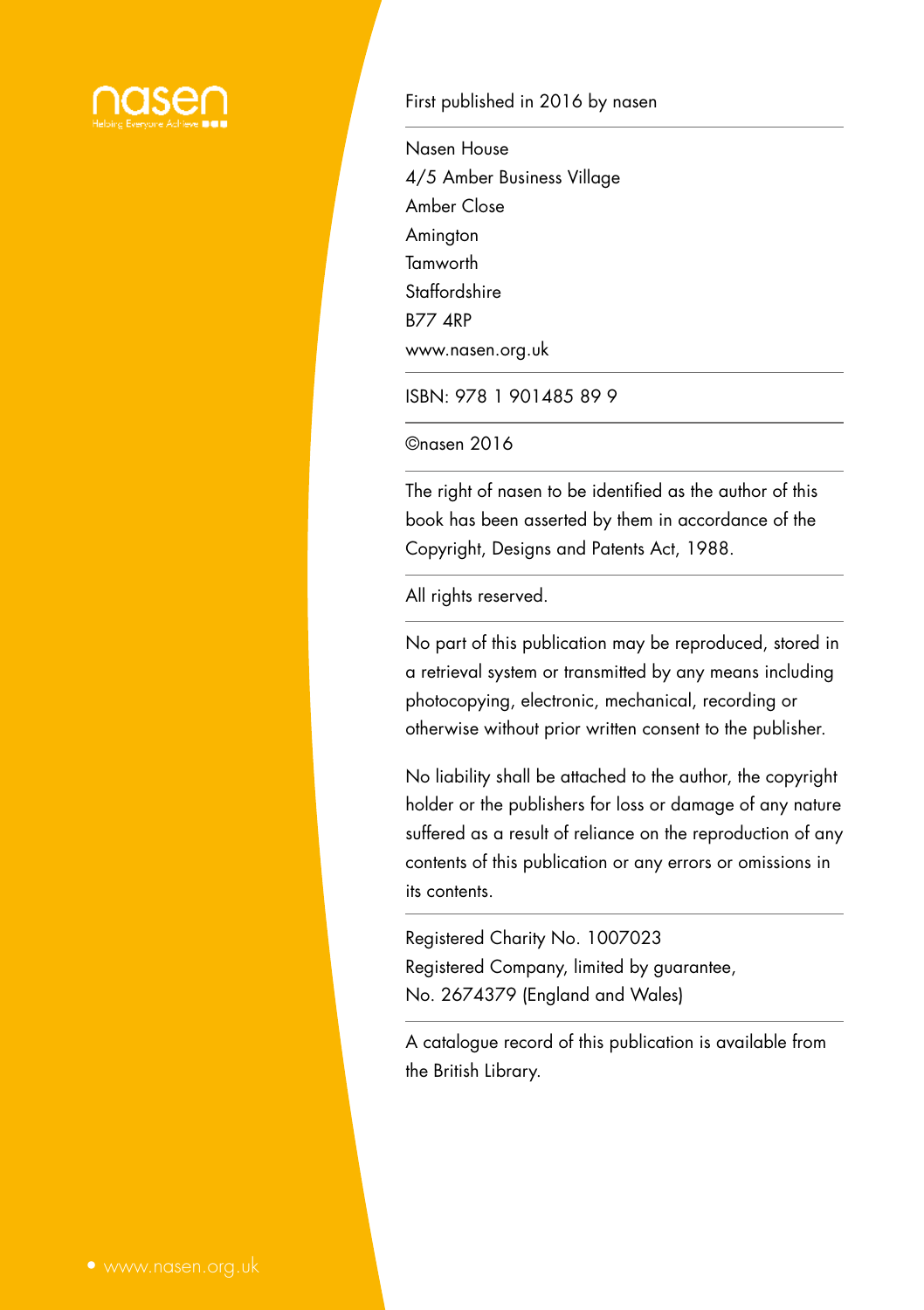First published in 2016 by nasen

Nasen House
4/5 Amber Business Village
Amber Close
Amington
Tamworth
Staffordshire
B77 4RP
www.nasen.org.uk

ISBN: 978 1 901485 89 9

©nasen 2016

The right of nasen to be identified as the author of this book has been asserted by them in accordance of the Copyright, Designs and Patents Act, 1988.

All rights reserved.

No part of this publication may be reproduced, stored in a retrieval system or transmitted by any means including photocopying, electronic, mechanical, recording or otherwise without prior written consent to the publisher.

No liability shall be attached to the author, the copyright holder or the publishers for loss or damage of any nature suffered as a result of reliance on the reproduction of any contents of this publication or any errors or omissions in its contents.

Registered Charity No. 1007023
Registered Company, limited by guarantee,
No. 2674379 (England and Wales)

A catalogue record of this publication is available from the British Library.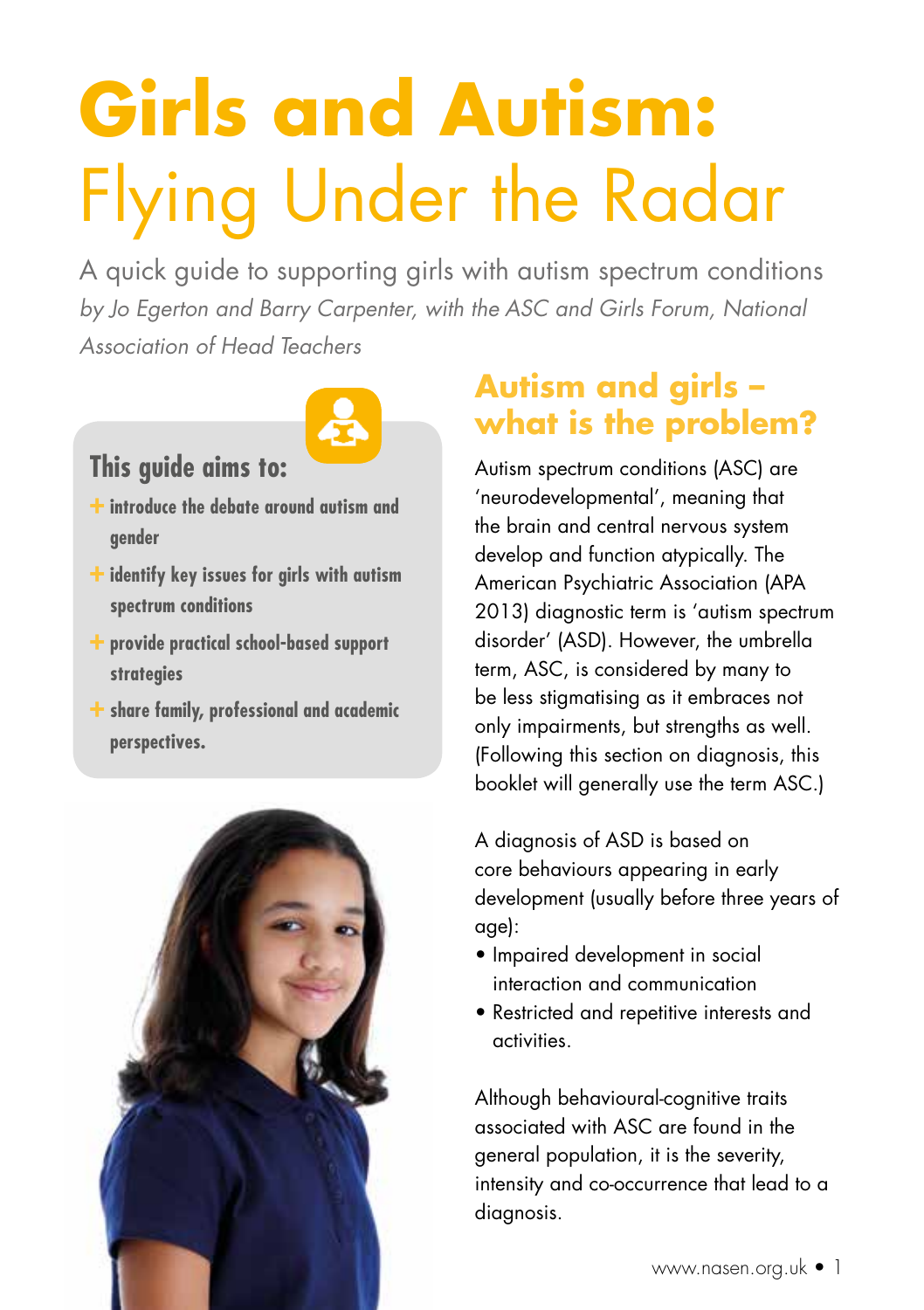# Girls and Autism: Flying Under the Radar

A quick guide to supporting girls with autism spectrum conditions

*by Jo Egerton and Barry Carpenter, with the ASC and Girls Forum, National Association of Head Teachers*

### This guide aims to:

- **introduce the debate around autism and gender**
- **identify key issues for girls with autism spectrum conditions**
- **provide practical school-based support strategies**
- **share family, professional and academic perspectives.**

## Autism and girls – what is the problem?

Autism spectrum conditions (ASC) are 'neurodevelopmental', meaning that the brain and central nervous system develop and function atypically. The American Psychiatric Association (APA 2013) diagnostic term is 'autism spectrum disorder' (ASD). However, the umbrella term, ASC, is considered by many to be less stigmatising as it embraces not only impairments, but strengths as well. (Following this section on diagnosis, this booklet will generally use the term ASC.)

A diagnosis of ASD is based on core behaviours appearing in early development (usually before three years of age):

- Impaired development in social interaction and communication
- Restricted and repetitive interests and activities.

Although behavioural-cognitive traits associated with ASC are found in the general population, it is the severity, intensity and co-occurrence that lead to a diagnosis.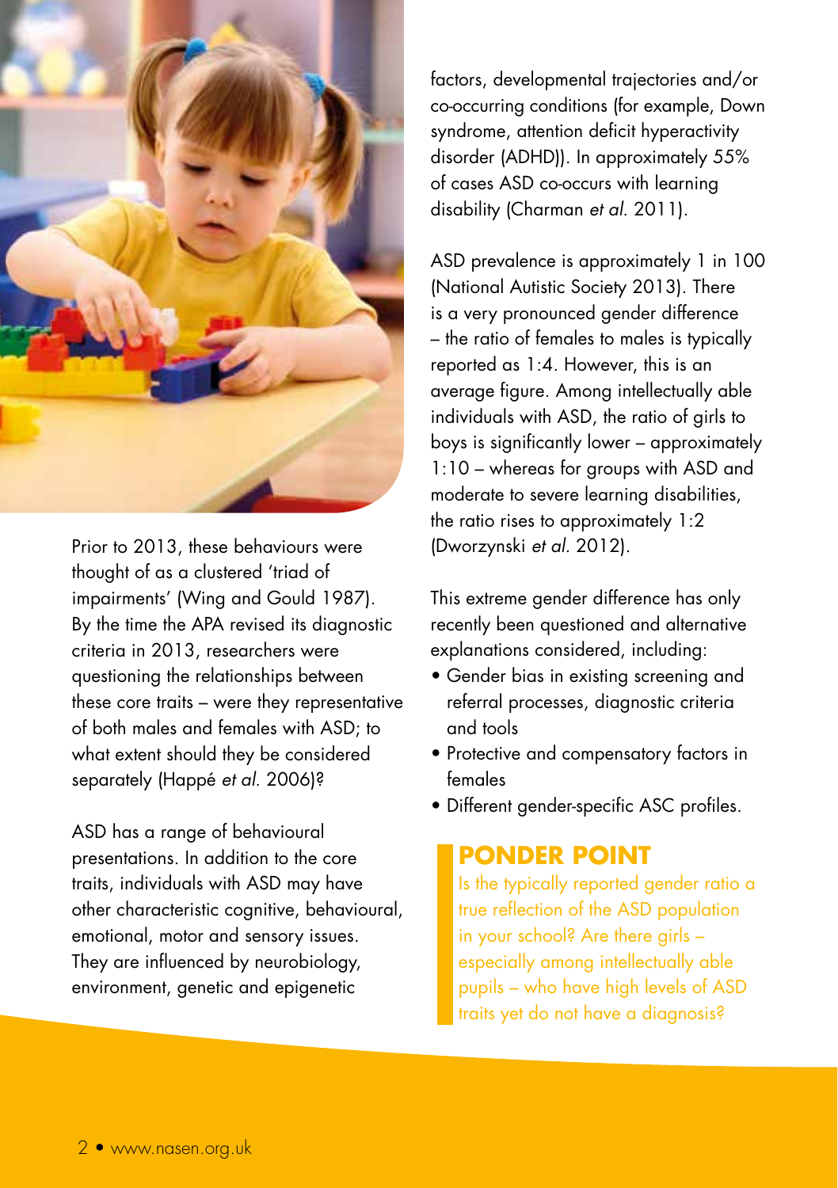Prior to 2013, these behaviours were thought of as a clustered 'triad of impairments' (Wing and Gould 1987). By the time the APA revised its diagnostic criteria in 2013, researchers were questioning the relationships between these core traits – were they representative of both males and females with ASD; to what extent should they be considered separately (Happé *et al.* 2006)?

ASD has a range of behavioural presentations. In addition to the core traits, individuals with ASD may have other characteristic cognitive, behavioural, emotional, motor and sensory issues. They are influenced by neurobiology, environment, genetic and epigenetic factors, developmental trajectories and/or co-occurring conditions (for example, Down syndrome, attention deficit hyperactivity disorder (ADHD)). In approximately 55% of cases ASD co-occurs with learning disability (Charman *et al.* 2011).

ASD prevalence is approximately 1 in 100 (National Autistic Society 2013). There is a very pronounced gender difference – the ratio of females to males is typically reported as 1:4. However, this is an average figure. Among intellectually able individuals with ASD, the ratio of girls to boys is significantly lower – approximately 1:10 – whereas for groups with ASD and moderate to severe learning disabilities, the ratio rises to approximately 1:2 (Dworzynski *et al.* 2012).

This extreme gender difference has only recently been questioned and alternative explanations considered, including:

- Gender bias in existing screening and referral processes, diagnostic criteria and tools
- Protective and compensatory factors in females
- Different gender-specific ASC profiles.

## PONDER POINT

Is the typically reported gender ratio a true reflection of the ASD population in your school? Are there girls – especially among intellectually able pupils – who have high levels of ASD traits yet do not have a diagnosis?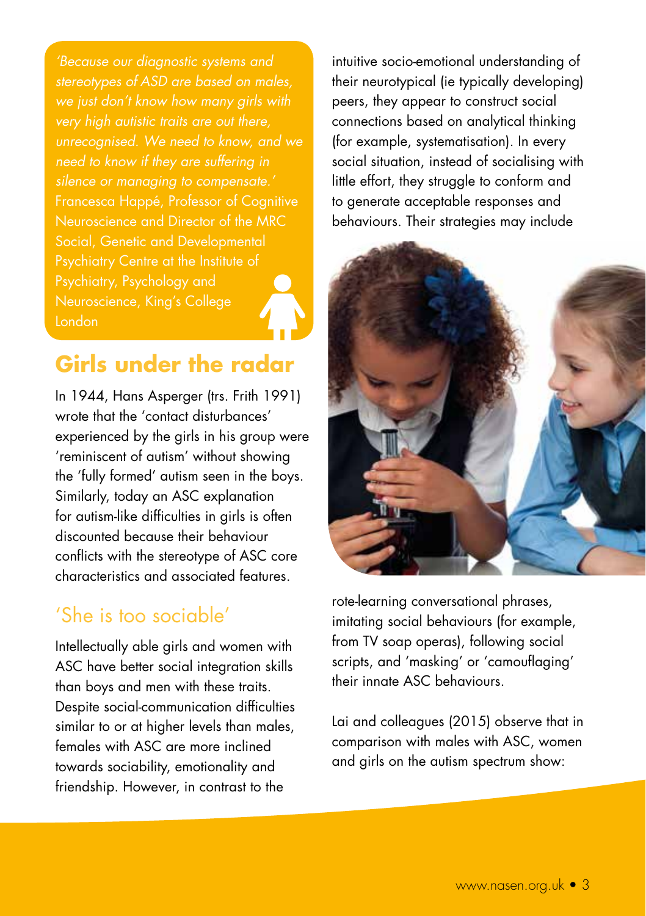*'Because our diagnostic systems and stereotypes of ASD are based on males, we just don't know how many girls with very high autistic traits are out there, unrecognised. We need to know, and we need to know if they are suffering in silence or managing to compensate.'*
Francesca Happé, Professor of Cognitive Neuroscience and Director of the MRC Social, Genetic and Developmental Psychiatry Centre at the Institute of Psychiatry, Psychology and Neuroscience, King's College London

## Girls under the radar

In 1944, Hans Asperger (trs. Frith 1991) wrote that the 'contact disturbances' experienced by the girls in his group were 'reminiscent of autism' without showing the 'fully formed' autism seen in the boys. Similarly, today an ASC explanation for autism-like difficulties in girls is often discounted because their behaviour conflicts with the stereotype of ASC core characteristics and associated features.

### 'She is too sociable'

Intellectually able girls and women with ASC have better social integration skills than boys and men with these traits. Despite social-communication difficulties similar to or at higher levels than males, females with ASC are more inclined towards sociability, emotionality and friendship. However, in contrast to the intuitive socio-emotional understanding of their neurotypical (ie typically developing) peers, they appear to construct social connections based on analytical thinking (for example, systematisation). In every social situation, instead of socialising with little effort, they struggle to conform and to generate acceptable responses and behaviours. Their strategies may include rote-learning conversational phrases, imitating social behaviours (for example, from TV soap operas), following social scripts, and 'masking' or 'camouflaging' their innate ASC behaviours.

Lai and colleagues (2015) observe that in comparison with males with ASC, women and girls on the autism spectrum show: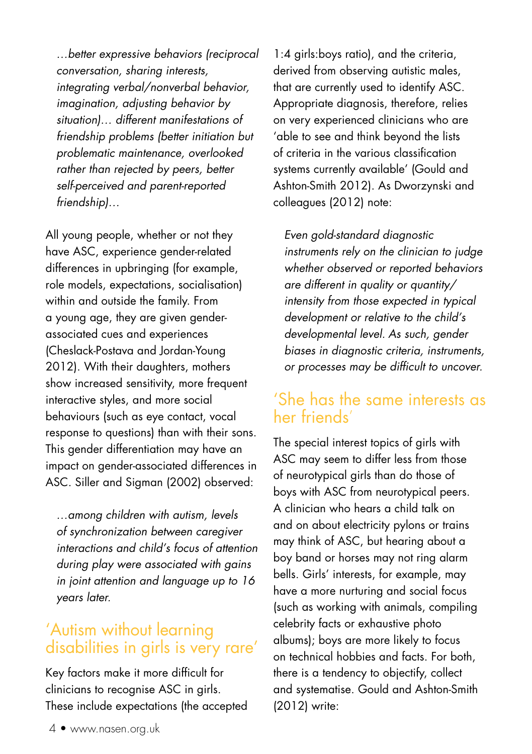*…better expressive behaviors (reciprocal conversation, sharing interests, integrating verbal/nonverbal behavior, imagination, adjusting behavior by situation)… different manifestations of friendship problems (better initiation but problematic maintenance, overlooked rather than rejected by peers, better self-perceived and parent-reported friendship)…*

All young people, whether or not they have ASC, experience gender-related differences in upbringing (for example, role models, expectations, socialisation) within and outside the family. From a young age, they are given gender-associated cues and experiences (Cheslack-Postava and Jordan-Young 2012). With their daughters, mothers show increased sensitivity, more frequent interactive styles, and more social behaviours (such as eye contact, vocal response to questions) than with their sons. This gender differentiation may have an impact on gender-associated differences in ASC. Siller and Sigman (2002) observed:

*…among children with autism, levels of synchronization between caregiver interactions and child's focus of attention during play were associated with gains in joint attention and language up to 16 years later.*

## 'Autism without learning disabilities in girls is very rare'

Key factors make it more difficult for clinicians to recognise ASC in girls. These include expectations (the accepted 1:4 girls:boys ratio), and the criteria, derived from observing autistic males, that are currently used to identify ASC. Appropriate diagnosis, therefore, relies on very experienced clinicians who are 'able to see and think beyond the lists of criteria in the various classification systems currently available' (Gould and Ashton-Smith 2012). As Dworzynski and colleagues (2012) note:

*Even gold-standard diagnostic instruments rely on the clinician to judge whether observed or reported behaviors are different in quality or quantity/intensity from those expected in typical development or relative to the child's developmental level. As such, gender biases in diagnostic criteria, instruments, or processes may be difficult to uncover.*

## 'She has the same interests as her friends'

The special interest topics of girls with ASC may seem to differ less from those of neurotypical girls than do those of boys with ASC from neurotypical peers. A clinician who hears a child talk on and on about electricity pylons or trains may think of ASC, but hearing about a boy band or horses may not ring alarm bells. Girls' interests, for example, may have a more nurturing and social focus (such as working with animals, compiling celebrity facts or exhaustive photo albums); boys are more likely to focus on technical hobbies and facts. For both, there is a tendency to objectify, collect and systematise. Gould and Ashton-Smith (2012) write: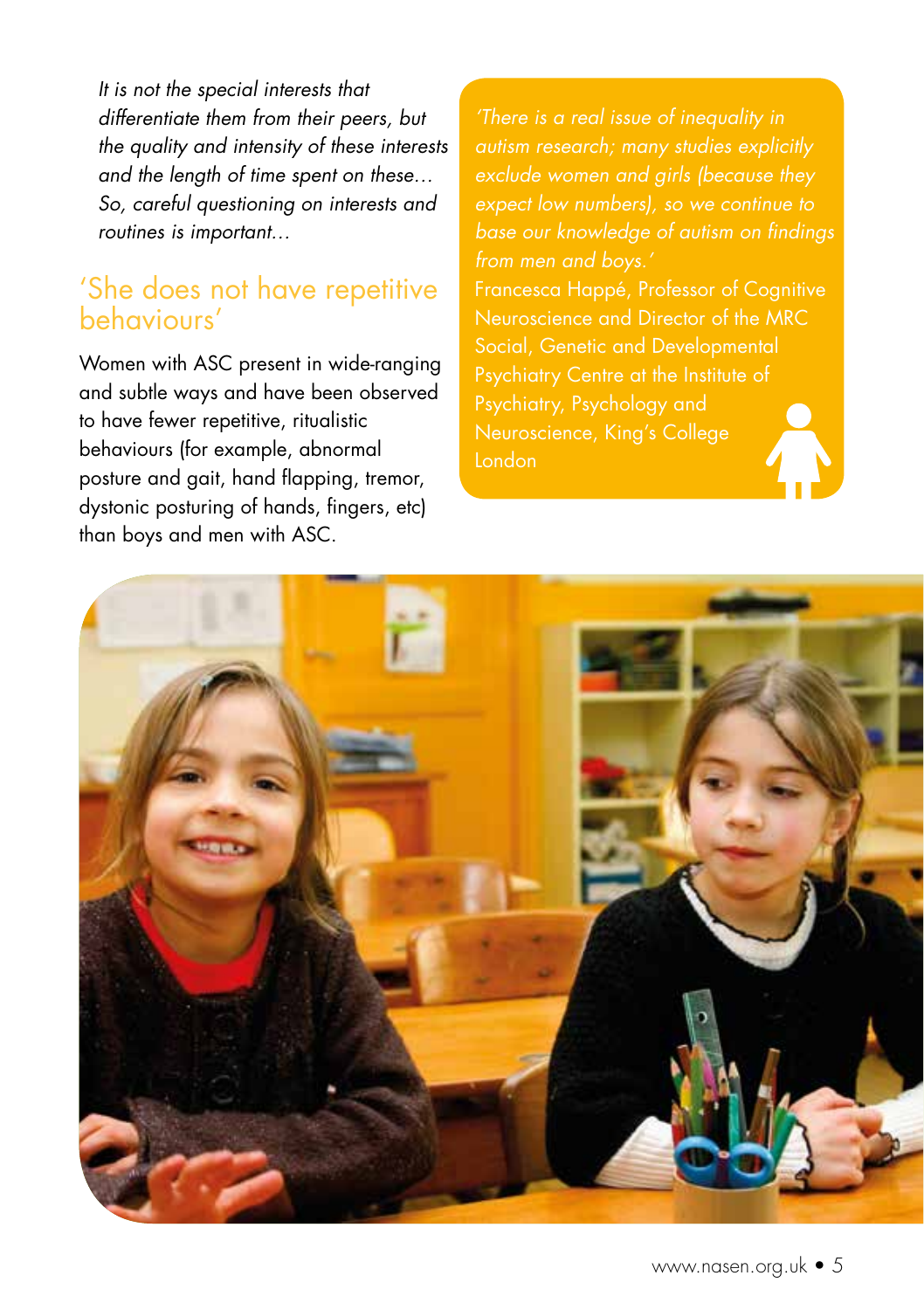*It is not the special interests that differentiate them from their peers, but the quality and intensity of these interests and the length of time spent on these… So, careful questioning on interests and routines is important…*

## 'She does not have repetitive behaviours'

Women with ASC present in wide-ranging and subtle ways and have been observed to have fewer repetitive, ritualistic behaviours (for example, abnormal posture and gait, hand flapping, tremor, dystonic posturing of hands, fingers, etc) than boys and men with ASC.

*'There is a real issue of inequality in autism research; many studies explicitly exclude women and girls (because they expect low numbers), so we continue to base our knowledge of autism on findings from men and boys.'*
Francesca Happé, Professor of Cognitive Neuroscience and Director of the MRC Social, Genetic and Developmental Psychiatry Centre at the Institute of Psychiatry, Psychology and Neuroscience, King's College London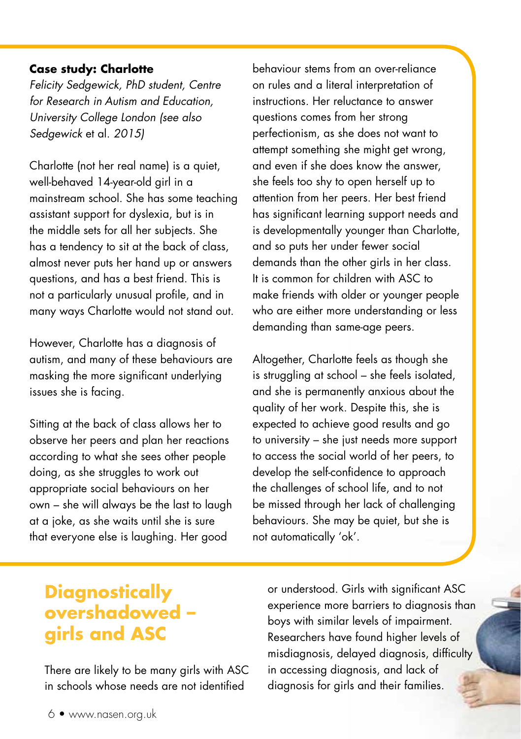**Case study: Charlotte**

*Felicity Sedgewick, PhD student, Centre for Research in Autism and Education, University College London (see also Sedgewick* et al. *2015)*

Charlotte (not her real name) is a quiet, well-behaved 14-year-old girl in a mainstream school. She has some teaching assistant support for dyslexia, but is in the middle sets for all her subjects. She has a tendency to sit at the back of class, almost never puts her hand up or answers questions, and has a best friend. This is not a particularly unusual profile, and in many ways Charlotte would not stand out.

However, Charlotte has a diagnosis of autism, and many of these behaviours are masking the more significant underlying issues she is facing.

Sitting at the back of class allows her to observe her peers and plan her reactions according to what she sees other people doing, as she struggles to work out appropriate social behaviours on her own – she will always be the last to laugh at a joke, as she waits until she is sure that everyone else is laughing. Her good behaviour stems from an over-reliance on rules and a literal interpretation of instructions. Her reluctance to answer questions comes from her strong perfectionism, as she does not want to attempt something she might get wrong, and even if she does know the answer, she feels too shy to open herself up to attention from her peers. Her best friend has significant learning support needs and is developmentally younger than Charlotte, and so puts her under fewer social demands than the other girls in her class. It is common for children with ASC to make friends with older or younger people who are either more understanding or less demanding than same-age peers.

Altogether, Charlotte feels as though she is struggling at school – she feels isolated, and she is permanently anxious about the quality of her work. Despite this, she is expected to achieve good results and go to university – she just needs more support to access the social world of her peers, to develop the self-confidence to approach the challenges of school life, and to not be missed through her lack of challenging behaviours. She may be quiet, but she is not automatically 'ok'.

## Diagnostically overshadowed – girls and ASC

There are likely to be many girls with ASC in schools whose needs are not identified or understood. Girls with significant ASC experience more barriers to diagnosis than boys with similar levels of impairment. Researchers have found higher levels of misdiagnosis, delayed diagnosis, difficulty in accessing diagnosis, and lack of diagnosis for girls and their families.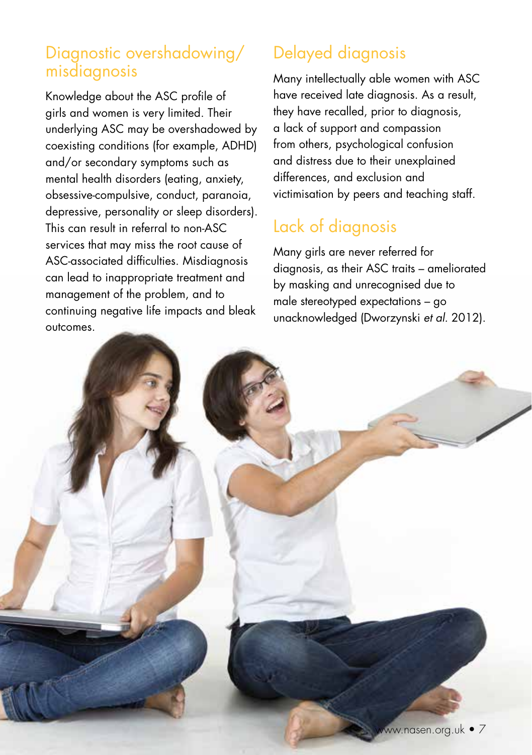## Diagnostic overshadowing/misdiagnosis

Knowledge about the ASC profile of girls and women is very limited. Their underlying ASC may be overshadowed by coexisting conditions (for example, ADHD) and/or secondary symptoms such as mental health disorders (eating, anxiety, obsessive-compulsive, conduct, paranoia, depressive, personality or sleep disorders). This can result in referral to non-ASC services that may miss the root cause of ASC-associated difficulties. Misdiagnosis can lead to inappropriate treatment and management of the problem, and to continuing negative life impacts and bleak outcomes.

## Delayed diagnosis

Many intellectually able women with ASC have received late diagnosis. As a result, they have recalled, prior to diagnosis, a lack of support and compassion from others, psychological confusion and distress due to their unexplained differences, and exclusion and victimisation by peers and teaching staff.

## Lack of diagnosis

Many girls are never referred for diagnosis, as their ASC traits – ameliorated by masking and unrecognised due to male stereotyped expectations – go unacknowledged (Dworzynski *et al.* 2012).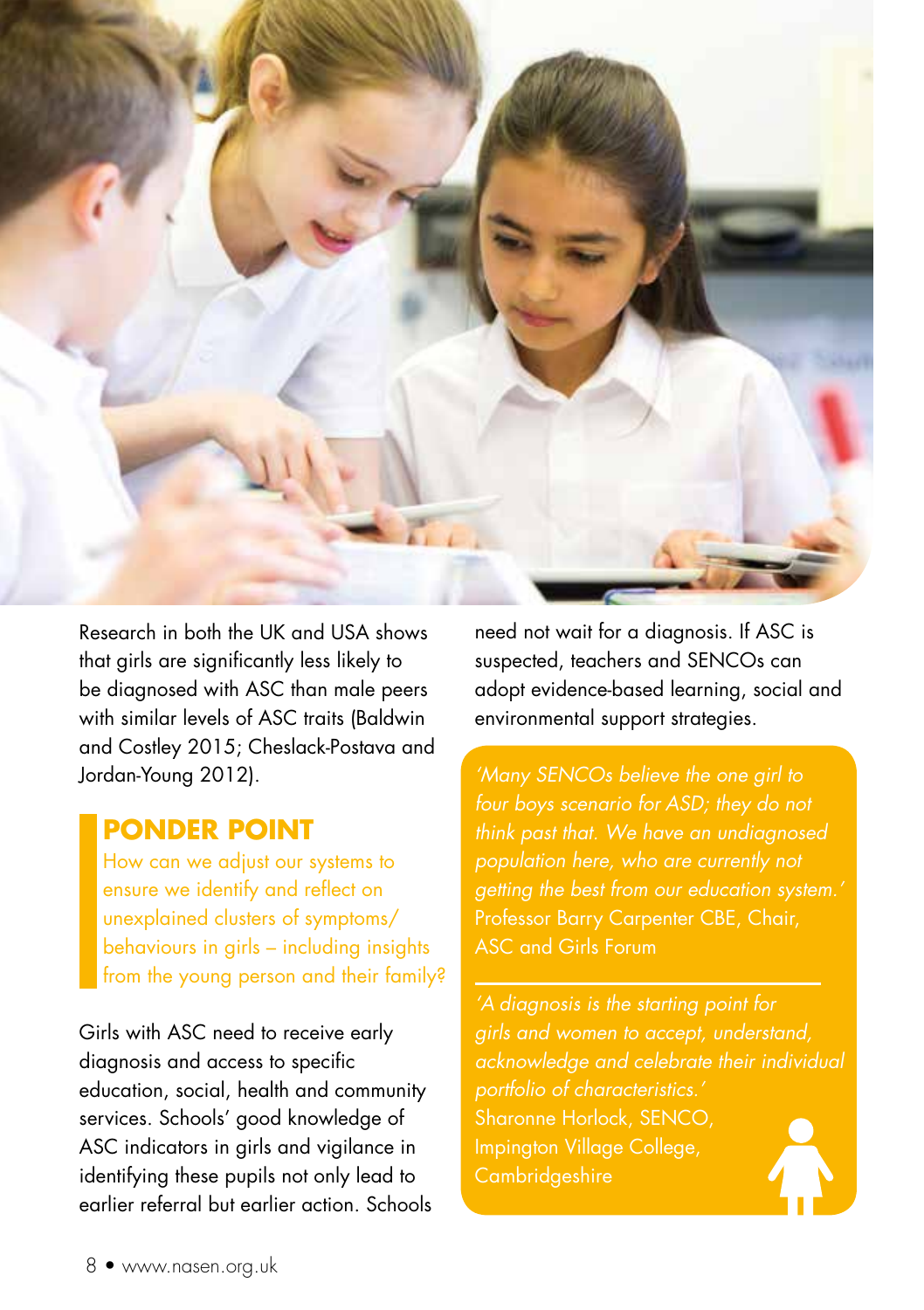Research in both the UK and USA shows that girls are significantly less likely to be diagnosed with ASC than male peers with similar levels of ASC traits (Baldwin and Costley 2015; Cheslack-Postava and Jordan-Young 2012).

## PONDER POINT

How can we adjust our systems to ensure we identify and reflect on unexplained clusters of symptoms/behaviours in girls – including insights from the young person and their family?

Girls with ASC need to receive early diagnosis and access to specific education, social, health and community services. Schools' good knowledge of ASC indicators in girls and vigilance in identifying these pupils not only lead to earlier referral but earlier action. Schools need not wait for a diagnosis. If ASC is suspected, teachers and SENCOs can adopt evidence-based learning, social and environmental support strategies.

*'Many SENCOs believe the one girl to four boys scenario for ASD; they do not think past that. We have an undiagnosed population here, who are currently not getting the best from our education system.'*
Professor Barry Carpenter CBE, Chair, ASC and Girls Forum

*'A diagnosis is the starting point for girls and women to accept, understand, acknowledge and celebrate their individual portfolio of characteristics.'*
Sharonne Horlock, SENCO, Impington Village College, Cambridgeshire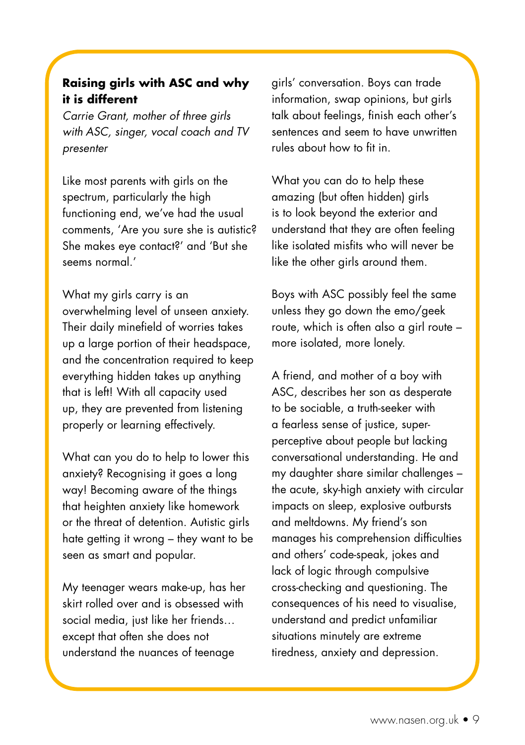## Raising girls with ASC and why it is different

*Carrie Grant, mother of three girls with ASC, singer, vocal coach and TV presenter*

Like most parents with girls on the spectrum, particularly the high functioning end, we've had the usual comments, 'Are you sure she is autistic? She makes eye contact?' and 'But she seems normal.'

What my girls carry is an overwhelming level of unseen anxiety. Their daily minefield of worries takes up a large portion of their headspace, and the concentration required to keep everything hidden takes up anything that is left! With all capacity used up, they are prevented from listening properly or learning effectively.

What can you do to help to lower this anxiety? Recognising it goes a long way! Becoming aware of the things that heighten anxiety like homework or the threat of detention. Autistic girls hate getting it wrong – they want to be seen as smart and popular.

My teenager wears make-up, has her skirt rolled over and is obsessed with social media, just like her friends… except that often she does not understand the nuances of teenage girls' conversation. Boys can trade information, swap opinions, but girls talk about feelings, finish each other's sentences and seem to have unwritten rules about how to fit in.

What you can do to help these amazing (but often hidden) girls is to look beyond the exterior and understand that they are often feeling like isolated misfits who will never be like the other girls around them.

Boys with ASC possibly feel the same unless they go down the emo/geek route, which is often also a girl route – more isolated, more lonely.

A friend, and mother of a boy with ASC, describes her son as desperate to be sociable, a truth-seeker with a fearless sense of justice, super-perceptive about people but lacking conversational understanding. He and my daughter share similar challenges – the acute, sky-high anxiety with circular impacts on sleep, explosive outbursts and meltdowns. My friend's son manages his comprehension difficulties and others' code-speak, jokes and lack of logic through compulsive cross-checking and questioning. The consequences of his need to visualise, understand and predict unfamiliar situations minutely are extreme tiredness, anxiety and depression.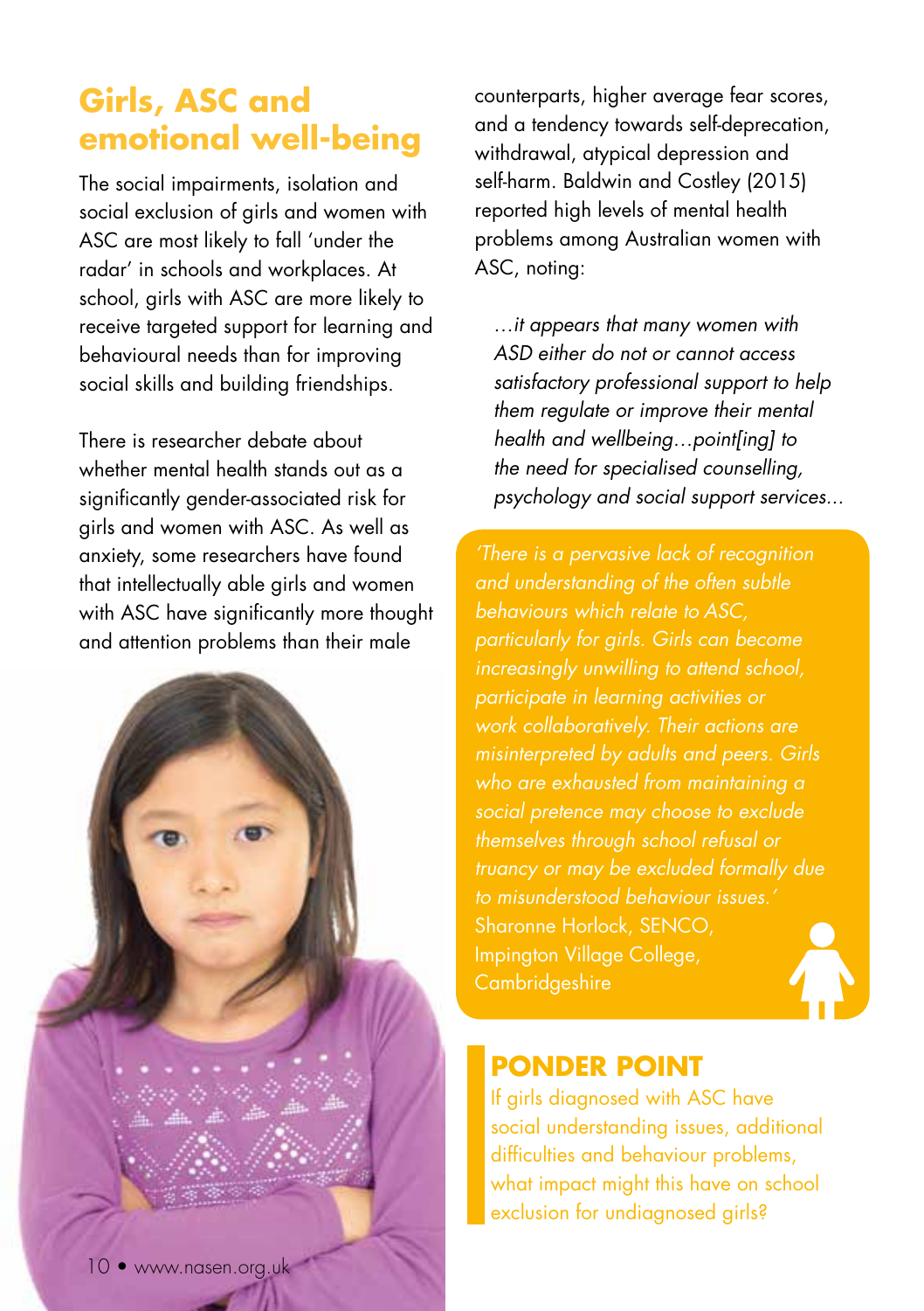## Girls, ASC and emotional well-being

The social impairments, isolation and social exclusion of girls and women with ASC are most likely to fall 'under the radar' in schools and workplaces. At school, girls with ASC are more likely to receive targeted support for learning and behavioural needs than for improving social skills and building friendships.

There is researcher debate about whether mental health stands out as a significantly gender-associated risk for girls and women with ASC. As well as anxiety, some researchers have found that intellectually able girls and women with ASC have significantly more thought and attention problems than their male counterparts, higher average fear scores, and a tendency towards self-deprecation, withdrawal, atypical depression and self-harm. Baldwin and Costley (2015) reported high levels of mental health problems among Australian women with ASC, noting:

> *…it appears that many women with ASD either do not or cannot access satisfactory professional support to help them regulate or improve their mental health and wellbeing…point[ing] to the need for specialised counselling, psychology and social support services...*

> *'There is a pervasive lack of recognition and understanding of the often subtle behaviours which relate to ASC, particularly for girls. Girls can become increasingly unwilling to attend school, participate in learning activities or work collaboratively. Their actions are misinterpreted by adults and peers. Girls who are exhausted from maintaining a social pretence may choose to exclude themselves through school refusal or truancy or may be excluded formally due to misunderstood behaviour issues.'*
> Sharonne Horlock, SENCO, Impington Village College, Cambridgeshire

### PONDER POINT

If girls diagnosed with ASC have social understanding issues, additional difficulties and behaviour problems, what impact might this have on school exclusion for undiagnosed girls?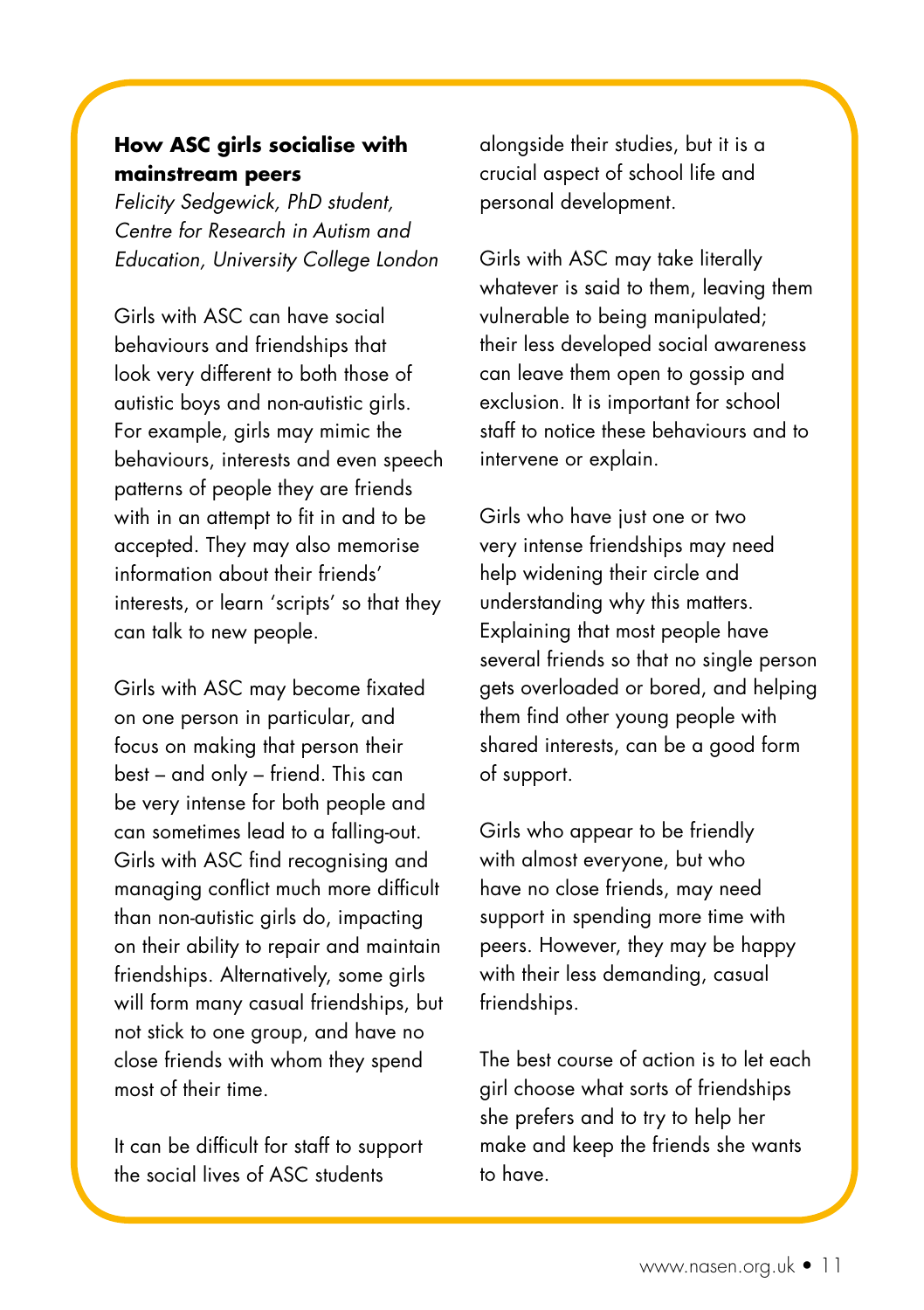**How ASC girls socialise with mainstream peers**

*Felicity Sedgewick, PhD student, Centre for Research in Autism and Education, University College London*

Girls with ASC can have social behaviours and friendships that look very different to both those of autistic boys and non-autistic girls. For example, girls may mimic the behaviours, interests and even speech patterns of people they are friends with in an attempt to fit in and to be accepted. They may also memorise information about their friends' interests, or learn 'scripts' so that they can talk to new people.

Girls with ASC may become fixated on one person in particular, and focus on making that person their best – and only – friend. This can be very intense for both people and can sometimes lead to a falling-out. Girls with ASC find recognising and managing conflict much more difficult than non-autistic girls do, impacting on their ability to repair and maintain friendships. Alternatively, some girls will form many casual friendships, but not stick to one group, and have no close friends with whom they spend most of their time.

It can be difficult for staff to support the social lives of ASC students alongside their studies, but it is a crucial aspect of school life and personal development.

Girls with ASC may take literally whatever is said to them, leaving them vulnerable to being manipulated; their less developed social awareness can leave them open to gossip and exclusion. It is important for school staff to notice these behaviours and to intervene or explain.

Girls who have just one or two very intense friendships may need help widening their circle and understanding why this matters. Explaining that most people have several friends so that no single person gets overloaded or bored, and helping them find other young people with shared interests, can be a good form of support.

Girls who appear to be friendly with almost everyone, but who have no close friends, may need support in spending more time with peers. However, they may be happy with their less demanding, casual friendships.

The best course of action is to let each girl choose what sorts of friendships she prefers and to try to help her make and keep the friends she wants to have.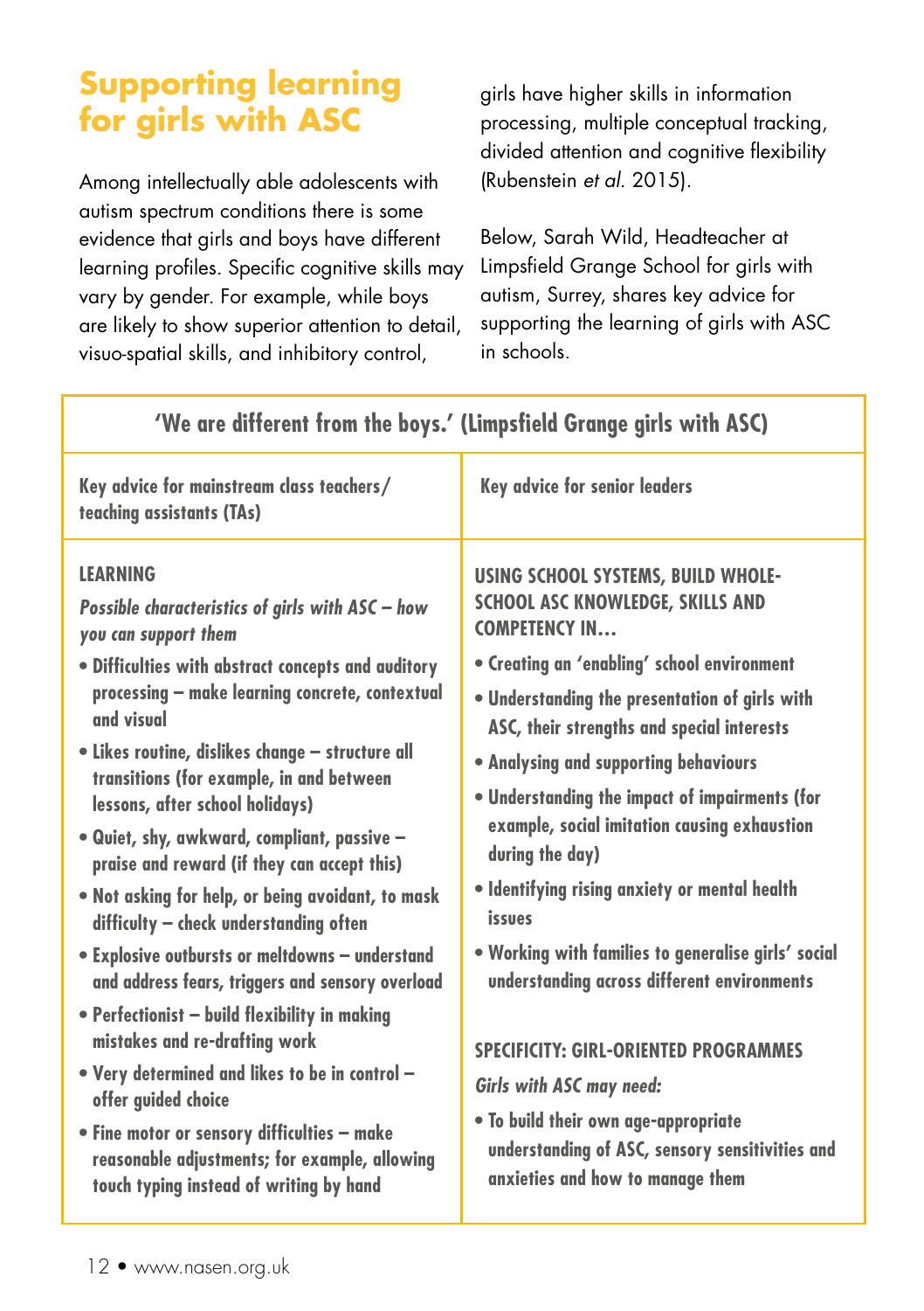# Supporting learning for girls with ASC

Among intellectually able adolescents with autism spectrum conditions there is some evidence that girls and boys have different learning profiles. Specific cognitive skills may vary by gender. For example, while boys are likely to show superior attention to detail, visuo-spatial skills, and inhibitory control, girls have higher skills in information processing, multiple conceptual tracking, divided attention and cognitive flexibility (Rubenstein *et al.* 2015).

Below, Sarah Wild, Headteacher at Limpsfield Grange School for girls with autism, Surrey, shares key advice for supporting the learning of girls with ASC in schools.

## 'We are different from the boys.' (Limpsfield Grange girls with ASC)

### Key advice for mainstream class teachers/ teaching assistants (TAs)

**LEARNING**

***Possible characteristics of girls with ASC – how you can support them***

- **Difficulties with abstract concepts and auditory processing – make learning concrete, contextual and visual**
- **Likes routine, dislikes change – structure all transitions (for example, in and between lessons, after school holidays)**
- **Quiet, shy, awkward, compliant, passive – praise and reward (if they can accept this)**
- **Not asking for help, or being avoidant, to mask difficulty – check understanding often**
- **Explosive outbursts or meltdowns – understand and address fears, triggers and sensory overload**
- **Perfectionist – build flexibility in making mistakes and re-drafting work**
- **Very determined and likes to be in control – offer guided choice**
- **Fine motor or sensory difficulties – make reasonable adjustments; for example, allowing touch typing instead of writing by hand**

### Key advice for senior leaders

**USING SCHOOL SYSTEMS, BUILD WHOLE-SCHOOL ASC KNOWLEDGE, SKILLS AND COMPETENCY IN…**

- **Creating an 'enabling' school environment**
- **Understanding the presentation of girls with ASC, their strengths and special interests**
- **Analysing and supporting behaviours**
- **Understanding the impact of impairments (for example, social imitation causing exhaustion during the day)**
- **Identifying rising anxiety or mental health issues**
- **Working with families to generalise girls' social understanding across different environments**

**SPECIFICITY: GIRL-ORIENTED PROGRAMMES**

***Girls with ASC may need:***

- **To build their own age-appropriate understanding of ASC, sensory sensitivities and anxieties and how to manage them**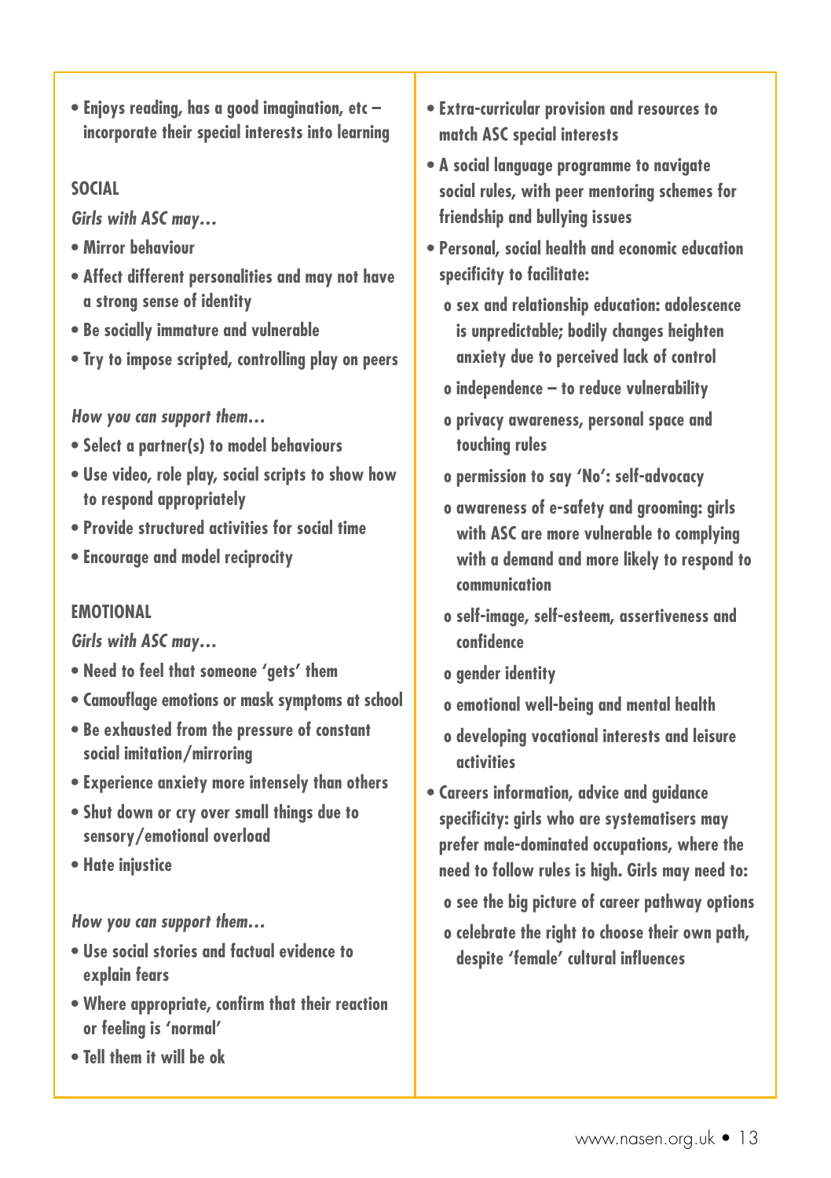- Enjoys reading, has a good imagination, etc – incorporate their special interests into learning

### SOCIAL

*Girls with ASC may…*

- Mirror behaviour
- Affect different personalities and may not have a strong sense of identity
- Be socially immature and vulnerable
- Try to impose scripted, controlling play on peers

*How you can support them…*

- Select a partner(s) to model behaviours
- Use video, role play, social scripts to show how to respond appropriately
- Provide structured activities for social time
- Encourage and model reciprocity

### EMOTIONAL

*Girls with ASC may…*

- Need to feel that someone 'gets' them
- Camouflage emotions or mask symptoms at school
- Be exhausted from the pressure of constant social imitation/mirroring
- Experience anxiety more intensely than others
- Shut down or cry over small things due to sensory/emotional overload
- Hate injustice

*How you can support them…*

- Use social stories and factual evidence to explain fears
- Where appropriate, confirm that their reaction or feeling is 'normal'
- Tell them it will be ok

- Extra-curricular provision and resources to match ASC special interests
- A social language programme to navigate social rules, with peer mentoring schemes for friendship and bullying issues
- Personal, social health and economic education specificity to facilitate:
  - sex and relationship education: adolescence is unpredictable; bodily changes heighten anxiety due to perceived lack of control
  - independence – to reduce vulnerability
  - privacy awareness, personal space and touching rules
  - permission to say 'No': self-advocacy
  - awareness of e-safety and grooming: girls with ASC are more vulnerable to complying with a demand and more likely to respond to communication
  - self-image, self-esteem, assertiveness and confidence
  - gender identity
  - emotional well-being and mental health
  - developing vocational interests and leisure activities
- Careers information, advice and guidance specificity: girls who are systematisers may prefer male-dominated occupations, where the need to follow rules is high. Girls may need to:
  - see the big picture of career pathway options
  - celebrate the right to choose their own path, despite 'female' cultural influences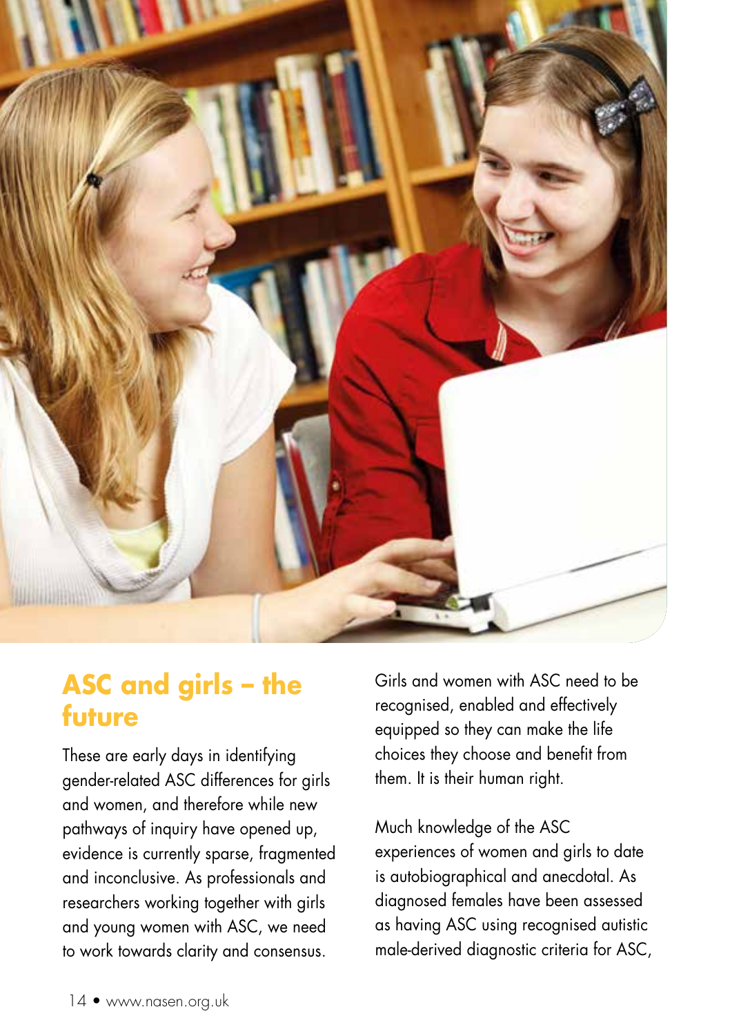## ASC and girls – the future

These are early days in identifying gender-related ASC differences for girls and women, and therefore while new pathways of inquiry have opened up, evidence is currently sparse, fragmented and inconclusive. As professionals and researchers working together with girls and young women with ASC, we need to work towards clarity and consensus.

Girls and women with ASC need to be recognised, enabled and effectively equipped so they can make the life choices they choose and benefit from them. It is their human right.

Much knowledge of the ASC experiences of women and girls to date is autobiographical and anecdotal. As diagnosed females have been assessed as having ASC using recognised autistic male-derived diagnostic criteria for ASC,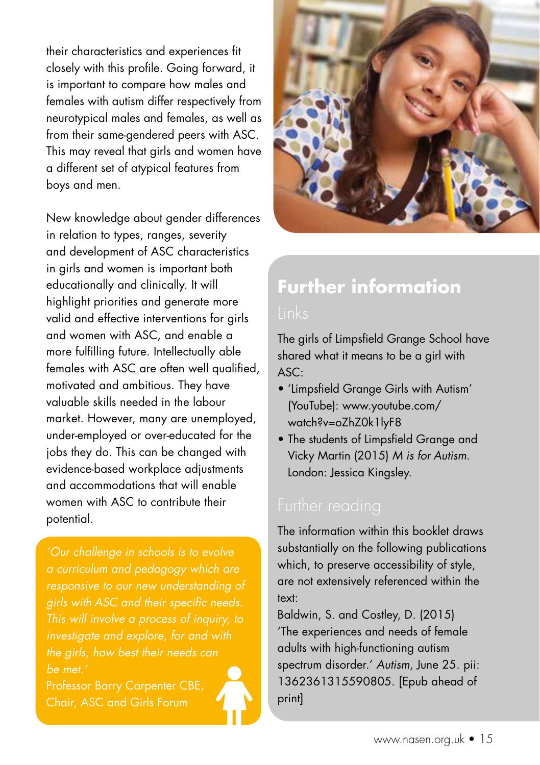their characteristics and experiences fit closely with this profile. Going forward, it is important to compare how males and females with autism differ respectively from neurotypical males and females, as well as from their same-gendered peers with ASC. This may reveal that girls and women have a different set of atypical features from boys and men.

New knowledge about gender differences in relation to types, ranges, severity and development of ASC characteristics in girls and women is important both educationally and clinically. It will highlight priorities and generate more valid and effective interventions for girls and women with ASC, and enable a more fulfilling future. Intellectually able females with ASC are often well qualified, motivated and ambitious. They have valuable skills needed in the labour market. However, many are unemployed, under-employed or over-educated for the jobs they do. This can be changed with evidence-based workplace adjustments and accommodations that will enable women with ASC to contribute their potential.

> *'Our challenge in schools is to evolve a curriculum and pedagogy which are responsive to our new understanding of girls with ASC and their specific needs. This will involve a process of inquiry, to investigate and explore, for and with the girls, how best their needs can be met.'*
>
> Professor Barry Carpenter CBE, Chair, ASC and Girls Forum

## Further information

### Links

The girls of Limpsfield Grange School have shared what it means to be a girl with ASC:

- 'Limpsfield Grange Girls with Autism' (YouTube): www.youtube.com/watch?v=oZhZ0k1lyF8
- The students of Limpsfield Grange and Vicky Martin (2015) *M is for Autism*. London: Jessica Kingsley.

### Further reading

The information within this booklet draws substantially on the following publications which, to preserve accessibility of style, are not extensively referenced within the text:

Baldwin, S. and Costley, D. (2015) 'The experiences and needs of female adults with high-functioning autism spectrum disorder.' *Autism*, June 25. pii: 1362361315590805. [Epub ahead of print]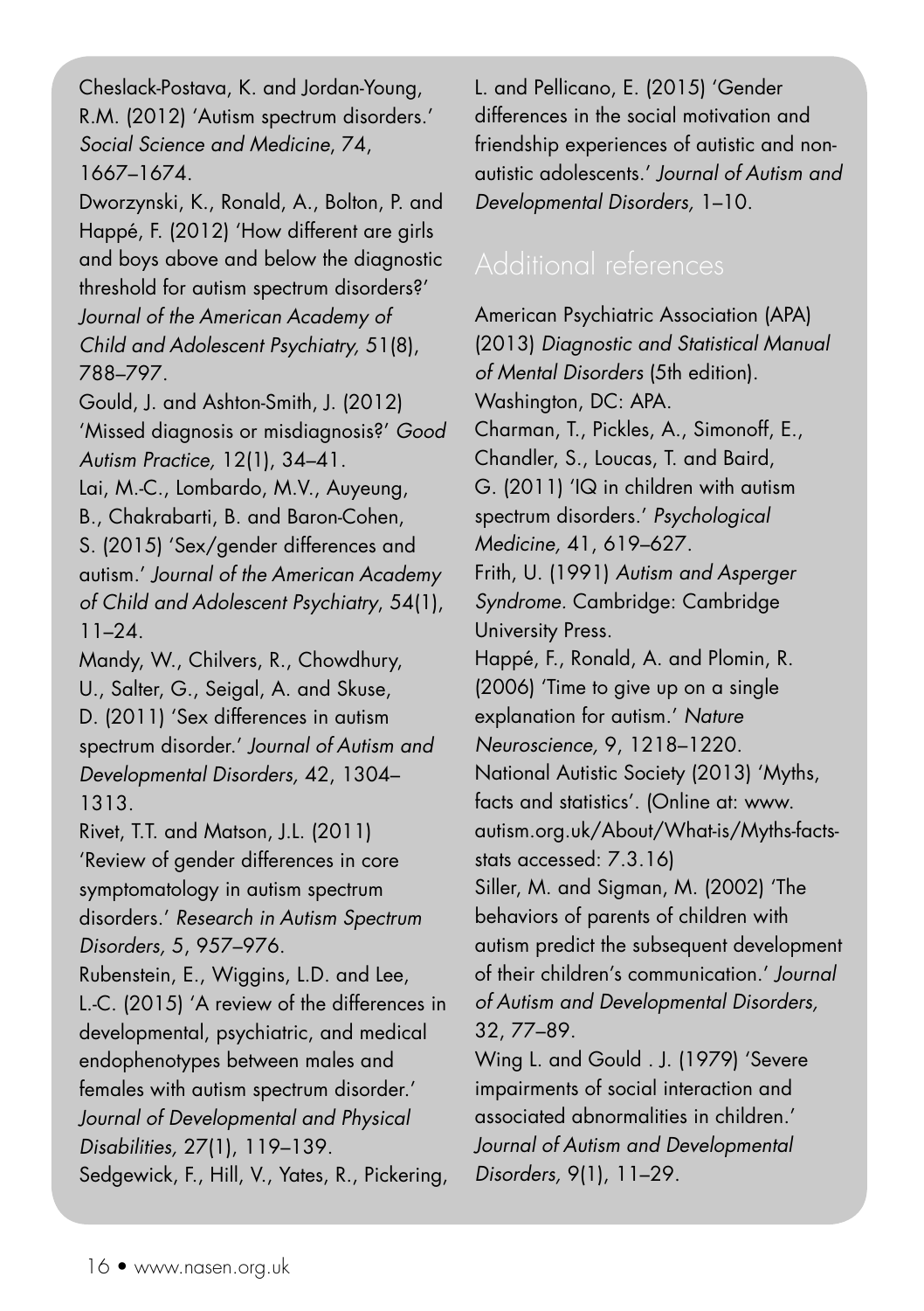Cheslack-Postava, K. and Jordan-Young, R.M. (2012) 'Autism spectrum disorders.' *Social Science and Medicine*, 74, 1667–1674.

Dworzynski, K., Ronald, A., Bolton, P. and Happé, F. (2012) 'How different are girls and boys above and below the diagnostic threshold for autism spectrum disorders?' *Journal of the American Academy of Child and Adolescent Psychiatry,* 51(8), 788–797.

Gould, J. and Ashton-Smith, J. (2012) 'Missed diagnosis or misdiagnosis?' *Good Autism Practice,* 12(1), 34–41.

Lai, M.-C., Lombardo, M.V., Auyeung, B., Chakrabarti, B. and Baron-Cohen, S. (2015) 'Sex/gender differences and autism.' *Journal of the American Academy of Child and Adolescent Psychiatry*, 54(1), 11–24.

Mandy, W., Chilvers, R., Chowdhury, U., Salter, G., Seigal, A. and Skuse, D. (2011) 'Sex differences in autism spectrum disorder.' *Journal of Autism and Developmental Disorders,* 42, 1304–1313.

Rivet, T.T. and Matson, J.L. (2011) 'Review of gender differences in core symptomatology in autism spectrum disorders.' *Research in Autism Spectrum Disorders, 5*, 957–976.

Rubenstein, E., Wiggins, L.D. and Lee, L.-C. (2015) 'A review of the differences in developmental, psychiatric, and medical endophenotypes between males and females with autism spectrum disorder.' *Journal of Developmental and Physical Disabilities,* 27(1), 119–139.

Sedgewick, F., Hill, V., Yates, R., Pickering, L. and Pellicano, E. (2015) 'Gender differences in the social motivation and friendship experiences of autistic and non-autistic adolescents.' *Journal of Autism and Developmental Disorders,* 1–10.

## Additional references

American Psychiatric Association (APA) (2013) *Diagnostic and Statistical Manual of Mental Disorders* (5th edition). Washington, DC: APA.

Charman, T., Pickles, A., Simonoff, E., Chandler, S., Loucas, T. and Baird, G. (2011) 'IQ in children with autism spectrum disorders.' *Psychological Medicine,* 41, 619–627.

Frith, U. (1991) *Autism and Asperger Syndrome*. Cambridge: Cambridge University Press.

Happé, F., Ronald, A. and Plomin, R. (2006) 'Time to give up on a single explanation for autism.' *Nature Neuroscience,* 9, 1218–1220.

National Autistic Society (2013) 'Myths, facts and statistics'. (Online at: www.autism.org.uk/About/What-is/Myths-facts-stats accessed: 7.3.16)

Siller, M. and Sigman, M. (2002) 'The behaviors of parents of children with autism predict the subsequent development of their children's communication.' *Journal of Autism and Developmental Disorders,* 32, 77–89.

Wing L. and Gould . J. (1979) 'Severe impairments of social interaction and associated abnormalities in children.' *Journal of Autism and Developmental Disorders,* 9(1), 11–29.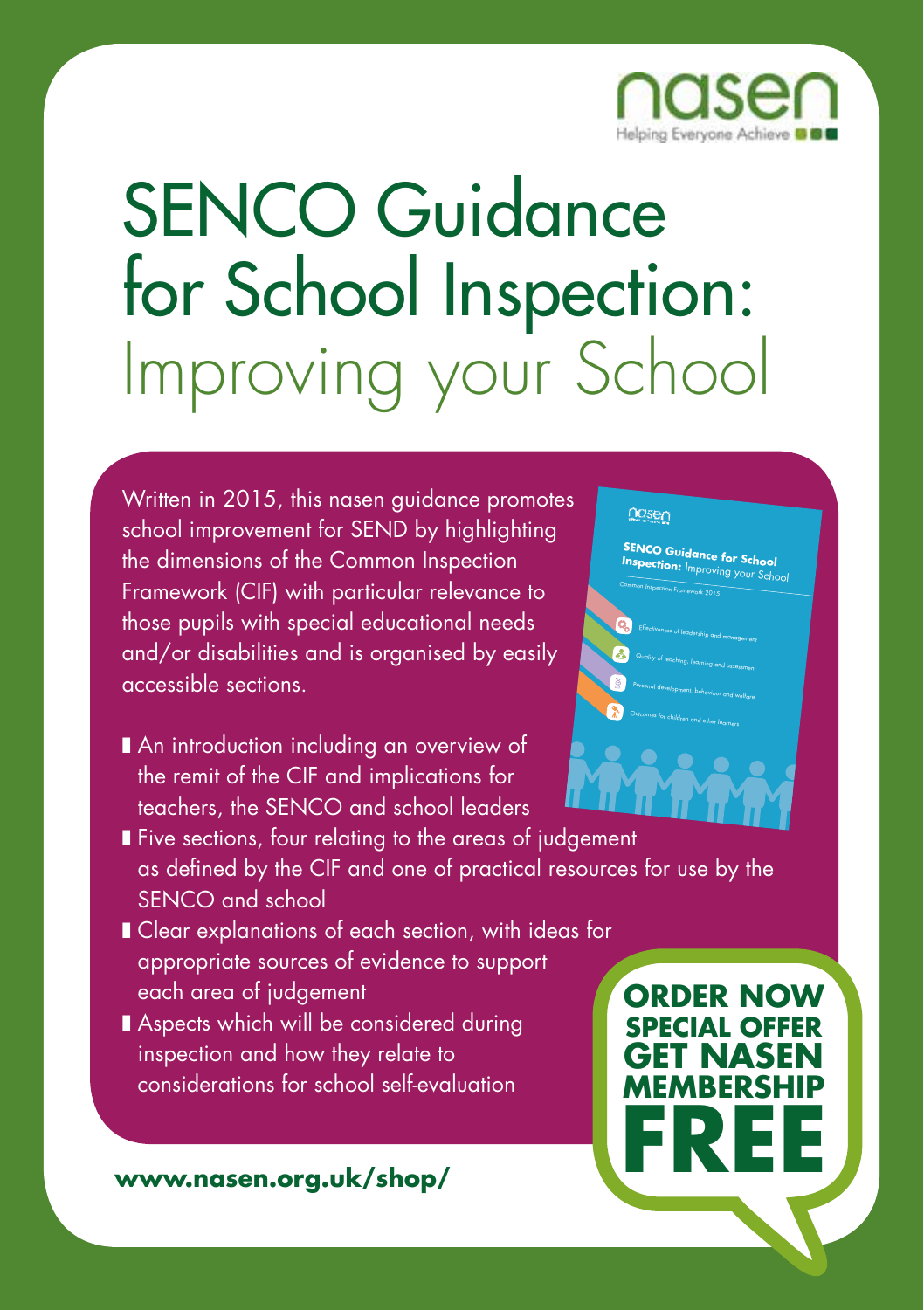nasen

Helping Everyone Achieve

# SENCO Guidance for School Inspection: Improving your School

Written in 2015, this nasen guidance promotes school improvement for SEND by highlighting the dimensions of the Common Inspection Framework (CIF) with particular relevance to those pupils with special educational needs and/or disabilities and is organised by easily accessible sections.

- An introduction including an overview of the remit of the CIF and implications for teachers, the SENCO and school leaders
- Five sections, four relating to the areas of judgement as defined by the CIF and one of practical resources for use by the SENCO and school
- Clear explanations of each section, with ideas for appropriate sources of evidence to support each area of judgement
- Aspects which will be considered during inspection and how they relate to considerations for school self-evaluation

**ORDER NOW**
**SPECIAL OFFER**
**GET NASEN MEMBERSHIP**
**FREE**

**www.nasen.org.uk/shop/**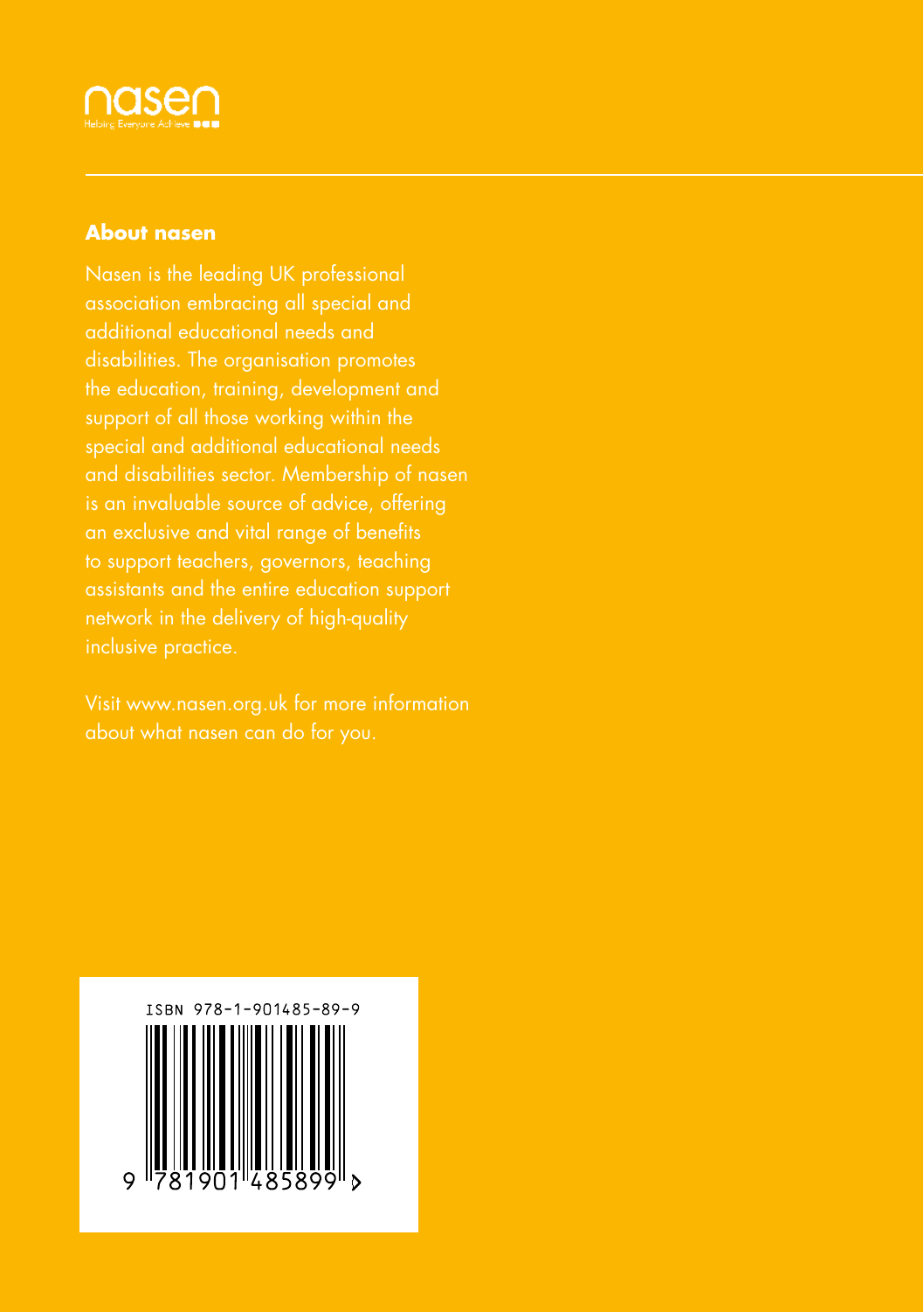nasen

Helping Everyone Achieve

## About nasen

Nasen is the leading UK professional association embracing all special and additional educational needs and disabilities. The organisation promotes the education, training, development and support of all those working within the special and additional educational needs and disabilities sector. Membership of nasen is an invaluable source of advice, offering an exclusive and vital range of benefits to support teachers, governors, teaching assistants and the entire education support network in the delivery of high-quality inclusive practice.

Visit www.nasen.org.uk for more information about what nasen can do for you.

ISBN 978-1-901485-89-9

9 781901 485899